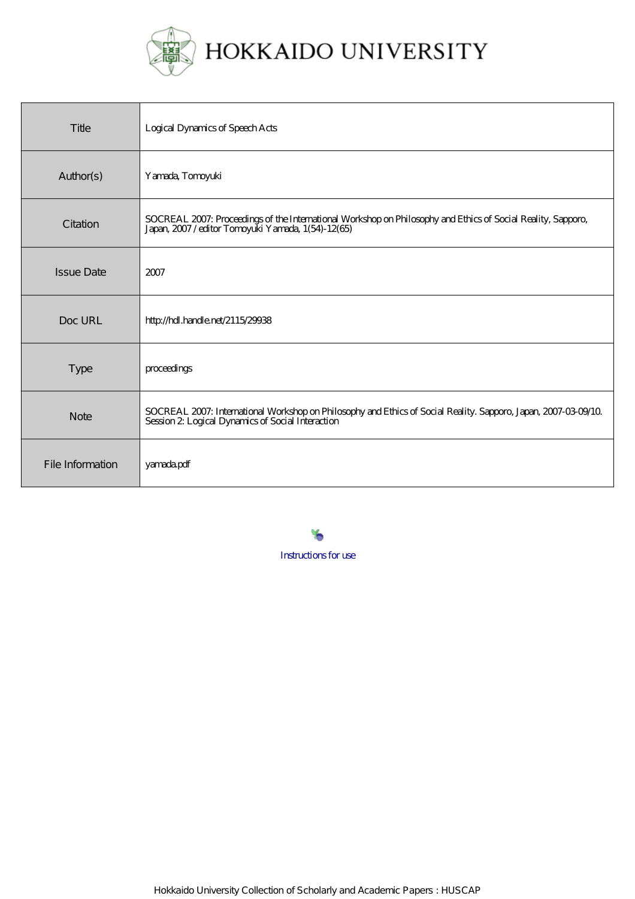# HOKKAIDO UNIVERSITY

| Title | Logical Dynamics of Speech Acts |
|---|---|
| Author(s) | Yamada, Tomoyuki |
| Citation | SOCREAL 2007: Proceedings of the International Workshop on Philosophy and Ethics of Social Reality, Sapporo, Japan, 2007 / editor Tomoyuki Yamada, 1(54)-12(65) |
| Issue Date | 2007 |
| Doc URL | http://hdl.handle.net/2115/29938 |
| Type | proceedings |
| Note | SOCREAL 2007: International Workshop on Philosophy and Ethics of Social Reality. Sapporo, Japan, 2007-03-09/10. Session 2: Logical Dynamics of Social Interaction |
| File Information | yamada.pdf |

Instructions for use

Hokkaido University Collection of Scholarly and Academic Papers : HUSCAP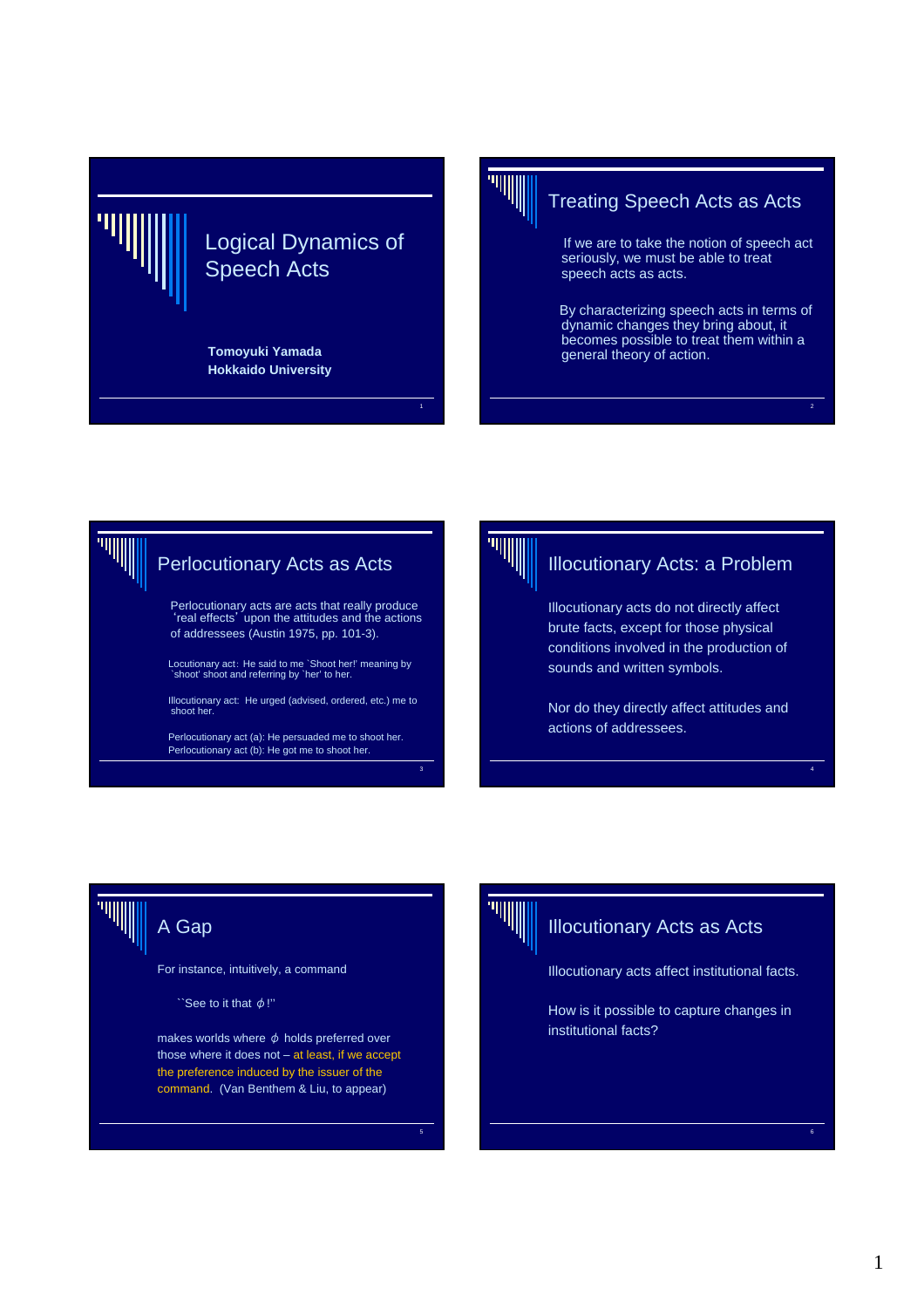# Logical Dynamics of Speech Acts

**Tomoyuki Yamada**
**Hokkaido University**

## Treating Speech Acts as Acts

If we are to take the notion of speech act seriously, we must be able to treat speech acts as acts.

By characterizing speech acts in terms of dynamic changes they bring about, it becomes possible to treat them within a general theory of action.

## Perlocutionary Acts as Acts

Perlocutionary acts are acts that really produce 'real effects' upon the attitudes and the actions of addressees (Austin 1975, pp. 101-3).

Locutionary act: He said to me `Shoot her!' meaning by `shoot' shoot and referring by `her' to her.

Illocutionary act: He urged (advised, ordered, etc.) me to shoot her.

Perlocutionary act (a): He persuaded me to shoot her.
Perlocutionary act (b): He got me to shoot her.

## Illocutionary Acts: a Problem

Illocutionary acts do not directly affect brute facts, except for those physical conditions involved in the production of sounds and written symbols.

Nor do they directly affect attitudes and actions of addressees.

## A Gap

For instance, intuitively, a command

``See to it that $\phi$!''

makes worlds where $\phi$ holds preferred over those where it does not – at least, if we accept the preference induced by the issuer of the command. (Van Benthem & Liu, to appear)

## Illocutionary Acts as Acts

Illocutionary acts affect institutional facts.

How is it possible to capture changes in institutional facts?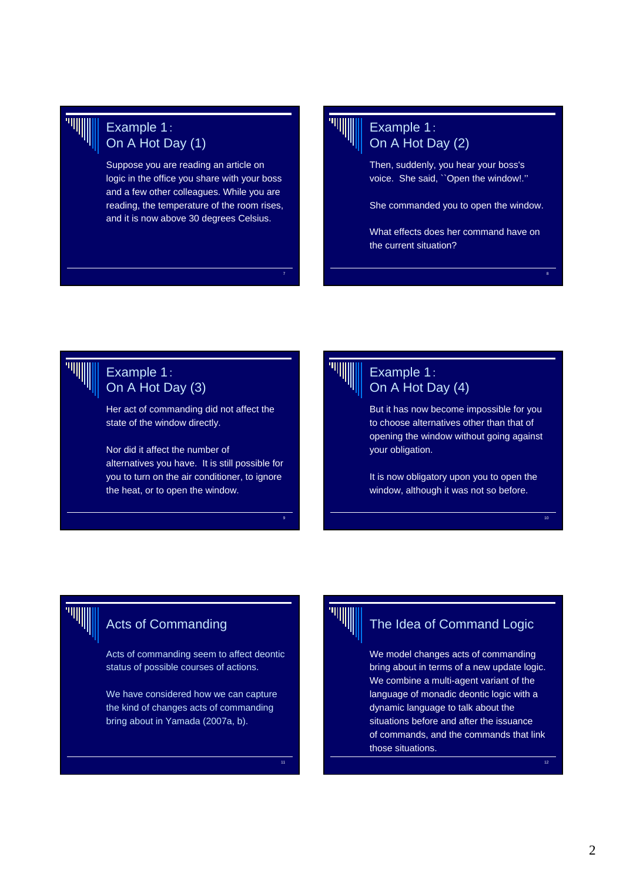## Example 1 : On A Hot Day (1)

Suppose you are reading an article on logic in the office you share with your boss and a few other colleagues. While you are reading, the temperature of the room rises, and it is now above 30 degrees Celsius.

## Example 1 : On A Hot Day (2)

Then, suddenly, you hear your boss's voice. She said, ``Open the window!.''

She commanded you to open the window.

What effects does her command have on the current situation?

## Example 1 : On A Hot Day (3)

Her act of commanding did not affect the state of the window directly.

Nor did it affect the number of alternatives you have. It is still possible for you to turn on the air conditioner, to ignore the heat, or to open the window.

## Example 1 : On A Hot Day (4)

But it has now become impossible for you to choose alternatives other than that of opening the window without going against your obligation.

It is now obligatory upon you to open the window, although it was not so before.

## Acts of Commanding

Acts of commanding seem to affect deontic status of possible courses of actions.

We have considered how we can capture the kind of changes acts of commanding bring about in Yamada (2007a, b).

## The Idea of Command Logic

We model changes acts of commanding bring about in terms of a new update logic. We combine a multi-agent variant of the language of monadic deontic logic with a dynamic language to talk about the situations before and after the issuance of commands, and the commands that link those situations.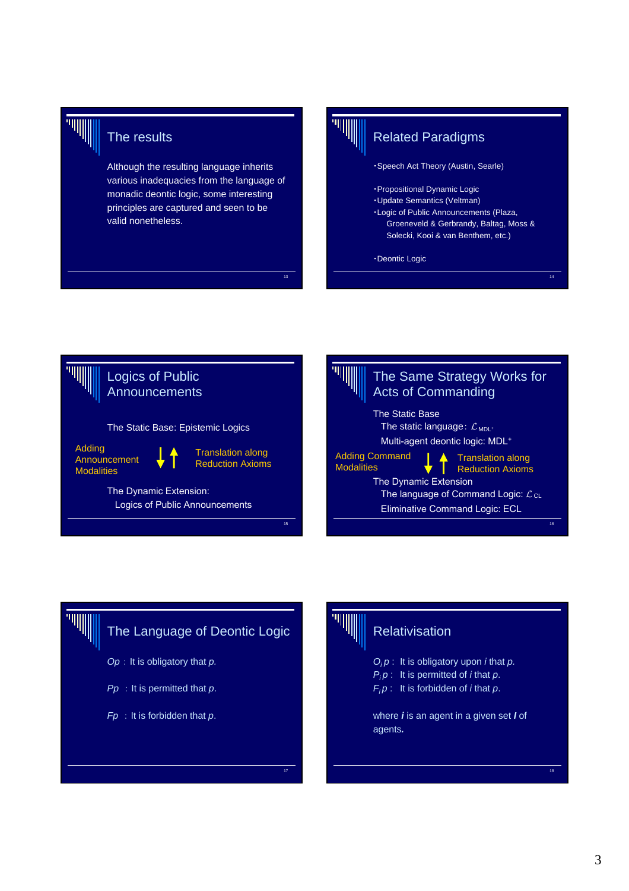## The results

Although the resulting language inherits various inadequacies from the language of monadic deontic logic, some interesting principles are captured and seen to be valid nonetheless.

## Related Paradigms

- Speech Act Theory (Austin, Searle)

- Propositional Dynamic Logic
- Update Semantics (Veltman)
- Logic of Public Announcements (Plaza, Groeneveld & Gerbrandy, Baltag, Moss & Solecki, Kooi & van Benthem, etc.)

- Deontic Logic

## Logics of Public Announcements

The Static Base: Epistemic Logics

Adding Announcement Modalities ↓ ↑ Translation along Reduction Axioms

The Dynamic Extension:
Logics of Public Announcements

## The Same Strategy Works for Acts of Commanding

The Static Base
The static language: $\mathcal{L}_{MDL^+}$
Multi-agent deontic logic: $MDL^+$

Adding Command Modalities ↓ ↑ Translation along Reduction Axioms

The Dynamic Extension
The language of Command Logic: $\mathcal{L}_{CL}$
Eliminative Command Logic: ECL

## The Language of Deontic Logic

$Op$ : It is obligatory that $p$.

$Pp$ : It is permitted that $p$.

$Fp$ : It is forbidden that $p$.

## Relativisation

$O_i p$ : It is obligatory upon $i$ that $p$.
$P_i p$ : It is permitted of $i$ that $p$.
$F_i p$ : It is forbidden of $i$ that $p$.

where ***i*** is an agent in a given set ***I*** of agents**.**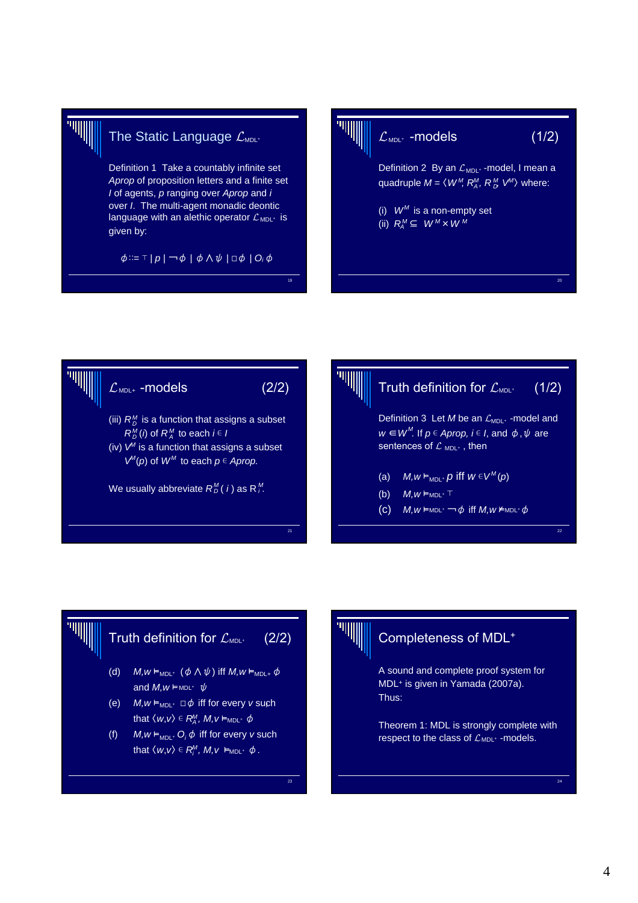## The Static Language $\mathcal{L}_{MDL^+}$

Definition 1 Take a countably infinite set *Aprop* of proposition letters and a finite set *I* of agents, *p* ranging over *Aprop* and *i* over *I*. The multi-agent monadic deontic language with an alethic operator $\mathcal{L}_{MDL^+}$ is given by:

$$\phi ::= \top \mid p \mid \neg\phi \mid \phi \wedge \psi \mid \Box\phi \mid O_i\,\phi$$

## $\mathcal{L}_{MDL^+}$ -models (1/2)

Definition 2 By an $\mathcal{L}_{MDL^+}$ -model, I mean a quadruple $M = \langle W^M, R^M_A, R^M_D, V^M \rangle$ where:

(i) $W^M$ is a non-empty set

(ii) $R^M_A \subseteq W^M \times W^M$

## $\mathcal{L}_{MDL^+}$ -models (2/2)

(iii) $R^M_D$ is a function that assigns a subset $R^M_D(i)$ of $R^M_A$ to each $i \in I$

(iv) $V^M$ is a function that assigns a subset $V^M(p)$ of $W^M$ to each $p \in Aprop$.

We usually abbreviate $R^M_D(i)$ as $R^M_i$.

## Truth definition for $\mathcal{L}_{MDL^+}$ (1/2)

Definition 3 Let *M* be an $\mathcal{L}_{MDL^+}$ -model and $w \in W^M$. If $p \in Aprop$, $i \in I$, and $\phi, \psi$ are sentences of $\mathcal{L}_{MDL^+}$, then

(a) $M,w \vDash_{MDL^+} p$ iff $w \in V^M(p)$

(b) $M,w \vDash_{MDL^+} \top$

(c) $M,w \vDash_{MDL^+} \neg\phi$ iff $M,w \nvDash_{MDL^+} \phi$

## Truth definition for $\mathcal{L}_{MDL^+}$ (2/2)

(d) $M,w \vDash_{MDL^+} (\phi \wedge \psi)$ iff $M,w \vDash_{MDL^+} \phi$ and $M,w \vDash_{MDL^+} \psi$

(e) $M,w \vDash_{MDL^+} \Box\phi$ iff for every *v* such that $\langle w,v \rangle \in R^M_A$, $M,v \vDash_{MDL^+} \phi$

(f) $M,w \vDash_{MDL^+} O_i\,\phi$ iff for every *v* such that $\langle w,v \rangle \in R^M_i$, $M,v \vDash_{MDL^+} \phi$.

## Completeness of MDL$^+$

A sound and complete proof system for MDL$^+$ is given in Yamada (2007a). Thus:

Theorem 1: MDL is strongly complete with respect to the class of $\mathcal{L}_{MDL^+}$ -models.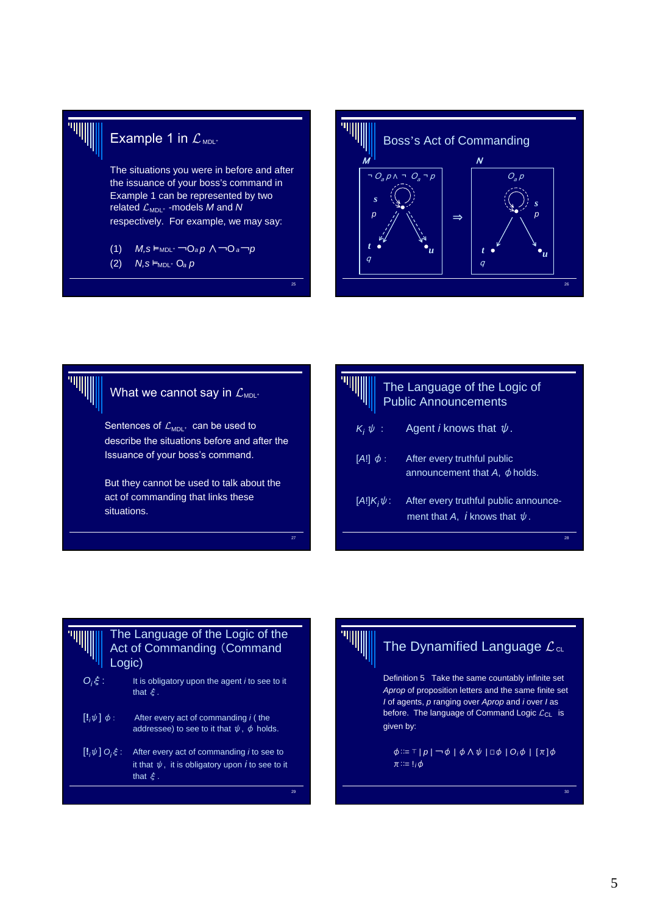## Example 1 in $\mathcal{L}_{MDL^+}$

The situations you were in before and after the issuance of your boss's command in Example 1 can be represented by two related $\mathcal{L}_{MDL^+}$ -models $M$ and $N$ respectively. For example, we may say:

(1) $M,s \vDash_{MDL^+} \neg O_a p \wedge \neg O_a \neg p$

(2) $N,s \vDash_{MDL^+} O_a p$

## Boss's Act of Commanding

$M$: $\neg O_a p \wedge \neg O_a \neg p$; $s$, $p$; $t$, $q$; $u$

$\Rightarrow$

$N$: $O_a p$; $s$, $p$; $t$, $q$; $u$

## What we cannot say in $\mathcal{L}_{MDL^+}$

Sentences of $\mathcal{L}_{MDL^+}$ can be used to describe the situations before and after the Issuance of your boss's command.

But they cannot be used to talk about the act of commanding that links these situations.

## The Language of the Logic of Public Announcements

$K_i \psi$ : Agent $i$ knows that $\psi$.

$[A!]\ \phi$ : After every truthful public announcement that $A$, $\phi$ holds.

$[A!]K_i\psi$ : After every truthful public announcement that $A$, $i$ knows that $\psi$.

## The Language of the Logic of the Act of Commanding (Command Logic)

$O_i \xi$ : It is obligatory upon the agent $i$ to see to it that $\xi$.

$[!_i \psi]\ \phi$ : After every act of commanding $i$ ( the addressee) to see to it that $\psi$, $\phi$ holds.

$[!_i \psi]\ O_i \xi$ : After every act of commanding $i$ to see to it that $\psi$, it is obligatory upon $i$ to see to it that $\xi$.

## The Dynamified Language $\mathcal{L}_{CL}$

Definition 5 Take the same countably infinite set *Aprop* of proposition letters and the same finite set *I* of agents, $p$ ranging over *Aprop* and $i$ over $I$ as before. The language of Command Logic $\mathcal{L}_{CL}$ is given by:

$$\phi ::= \top \mid p \mid \neg\phi \mid \phi \wedge \psi \mid \Box\phi \mid O_i\phi \mid [\pi]\phi$$
$$\pi ::= !_i\phi$$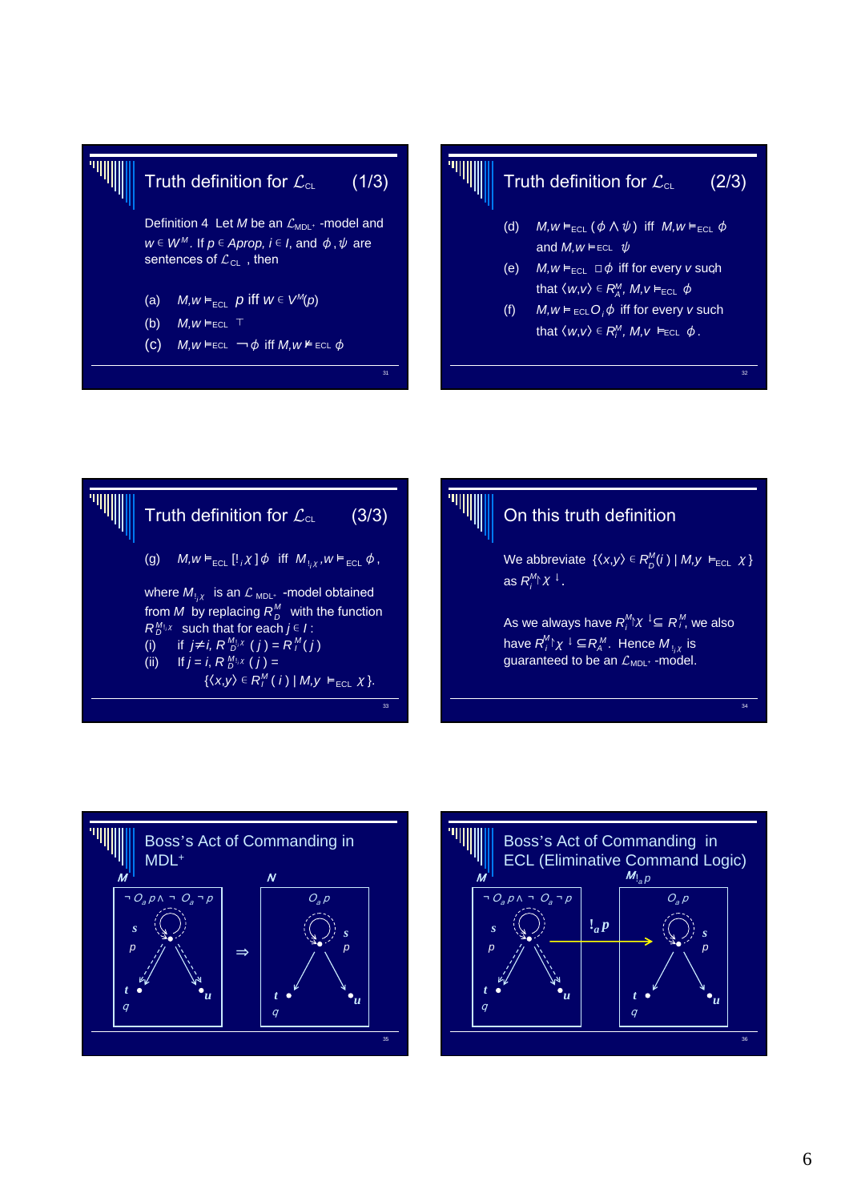## Truth definition for $\mathcal{L}_{CL}$ (1/3)

Definition 4 Let $M$ be an $\mathcal{L}_{MDL^+}$ -model and $w \in W^M$. If $p \in Aprop$, $i \in I$, and $\phi, \psi$ are sentences of $\mathcal{L}_{CL}$, then

(a) $M,w \vDash_{ECL} p$ iff $w \in V^M(p)$

(b) $M,w \vDash_{ECL} \top$

(c) $M,w \vDash_{ECL} \neg\phi$ iff $M,w \nvDash_{ECL} \phi$

## Truth definition for $\mathcal{L}_{CL}$ (2/3)

(d) $M,w \vDash_{ECL} (\phi \wedge \psi)$ iff $M,w \vDash_{ECL} \phi$ and $M,w \vDash_{ECL} \psi$

(e) $M,w \vDash_{ECL} \Box\phi$ iff for every $v$ such that $\langle w,v \rangle \in R_A^M$, $M,v \vDash_{ECL} \phi$

(f) $M,w \vDash_{ECL} O_i\phi$ iff for every $v$ such that $\langle w,v \rangle \in R_i^M$, $M,v \vDash_{ECL} \phi$.

## Truth definition for $\mathcal{L}_{CL}$ (3/3)

(g) $M,w \vDash_{ECL} [!_i\chi]\phi$ iff $M_{!_i\chi},w \vDash_{ECL} \phi$,

where $M_{!_i\chi}$ is an $\mathcal{L}_{MDL^+}$ -model obtained from $M$ by replacing $R_D^M$ with the function $R_D^{M!_i\chi}$ such that for each $j \in I$:

(i) if $j \neq i$, $R_D^{M!_i\chi}(j) = R_I^M(j)$

(ii) If $j = i$, $R_D^{M!_i\chi}(j) = \{\langle x,y \rangle \in R_I^M(i) \mid M,y \vDash_{ECL} \chi\}$.

## On this truth definition

We abbreviate $\{\langle x,y \rangle \in R_D^M(i) \mid M,y \vDash_{ECL} \chi\}$ as $R_i^M \!\uparrow\! \chi\!\downarrow$.

As we always have $R_i^M \!\uparrow\! \chi\!\downarrow \subseteq R_i^M$, we also have $R_i^M \!\uparrow\! \chi\!\downarrow \subseteq R_A^M$. Hence $M_{!_i\chi}$ is guaranteed to be an $\mathcal{L}_{MDL^+}$ -model.

## Boss's Act of Commanding in MDL+

$M$: $\neg O_a p \wedge \neg O_a \neg p$; worlds $s$ ($p$), $t$ ($q$), $u$ $\Rightarrow$ $N$: $O_a p$; worlds $s$ ($p$), $t$ ($q$), $u$

## Boss's Act of Commanding in ECL (Eliminative Command Logic)

$M$: $\neg O_a p \wedge \neg O_a \neg p$; worlds $s$ ($p$), $t$ ($q$), $u$ $\xrightarrow{!_a p}$ $M_{!_a p}$: $O_a p$; worlds $s$ ($p$), $t$ ($q$), $u$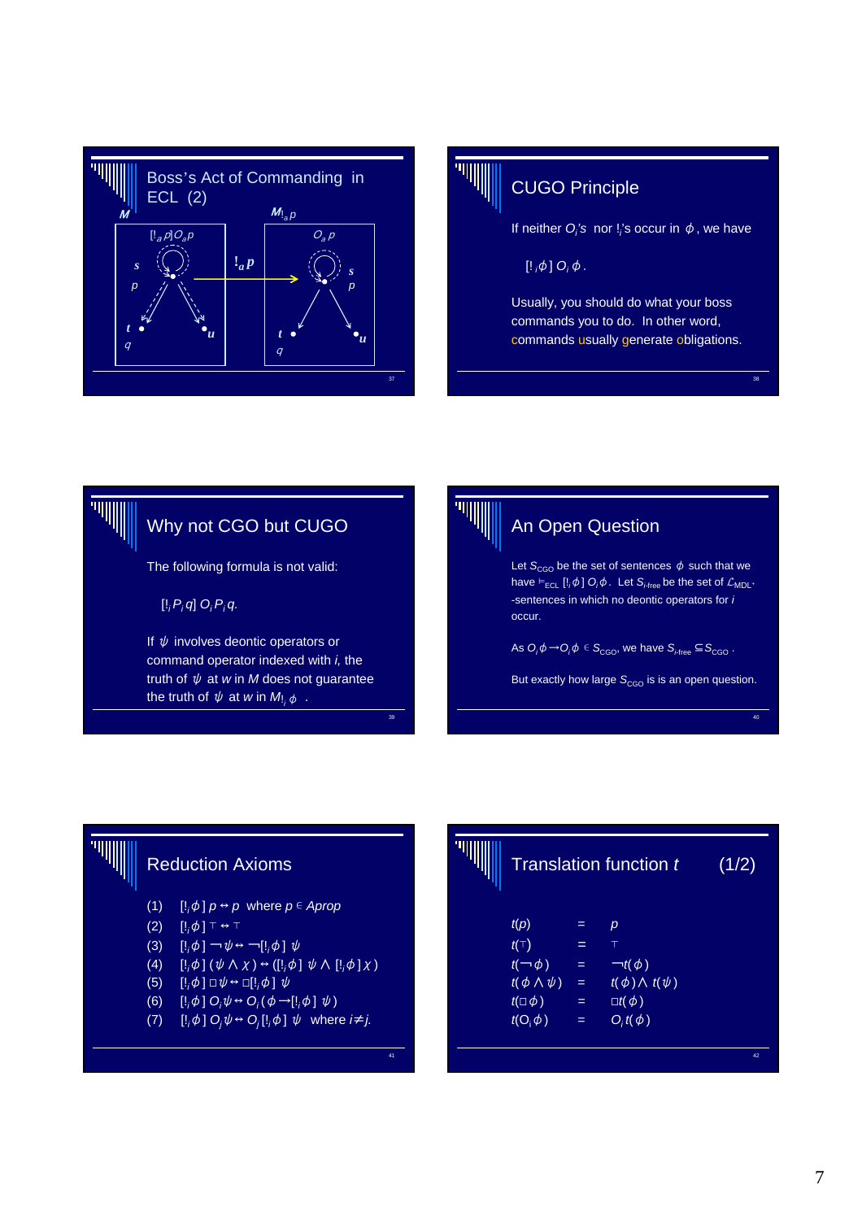## Boss's Act of Commanding in ECL (2)

$M$ $\quad\quad\quad\quad\quad\quad\quad\quad$ $M_{!_a p}$

$[!_a p] O_a p$ $\quad\quad\quad$ $O_a p$

$s$, $p$ $\xrightarrow{!_a p}$ $s$, $p$

$t$, $q$ $\quad u$ $\quad\quad$ $t$, $q$ $\quad u$

## CUGO Principle

If neither $O_i$'s nor $!_i$'s occur in $\phi$, we have

$[!_i \phi] O_i \phi$.

Usually, you should do what your boss commands you to do. In other word, commands usually generate obligations.

## Why not CGO but CUGO

The following formula is not valid:

$[!_i P_i q] O_i P_i q$.

If $\psi$ involves deontic operators or command operator indexed with $i$, the truth of $\psi$ at $w$ in $M$ does not guarantee the truth of $\psi$ at $w$ in $M_{!_i \phi}$.

## An Open Question

Let $S_{CGO}$ be the set of sentences $\phi$ such that we have $\vDash_{ECL} [!_i \phi] O_i \phi$. Let $S_{i\text{-free}}$ be the set of $\mathcal{L}_{MDL^+}$-sentences in which no deontic operators for $i$ occur.

As $O_i \phi \rightarrow O_i \phi \in S_{CGO}$, we have $S_{i\text{-free}} \subsetneq S_{CGO}$.

But exactly how large $S_{CGO}$ is is an open question.

## Reduction Axioms

(1) $[!_i \phi]\, p \leftrightarrow p$ where $p \in Aprop$

(2) $[!_i \phi]\, \top \leftrightarrow \top$

(3) $[!_i \phi]\, \neg\psi \leftrightarrow \neg[!_i \phi]\, \psi$

(4) $[!_i \phi]\, (\psi \wedge \chi) \leftrightarrow ([!_i \phi]\, \psi \wedge [!_i \phi]\, \chi)$

(5) $[!_i \phi]\, \Box\psi \leftrightarrow \Box[!_i \phi]\, \psi$

(6) $[!_i \phi]\, O_i \psi \leftrightarrow O_i (\phi \rightarrow [!_i \phi]\, \psi)$

(7) $[!_i \phi]\, O_j \psi \leftrightarrow O_j [!_i \phi]\, \psi$ where $i \neq j$.

## Translation function $t$ (1/2)

| | | |
|---|---|---|
| $t(p)$ | = | $p$ |
| $t(\top)$ | = | $\top$ |
| $t(\neg\phi)$ | = | $\neg t(\phi)$ |
| $t(\phi \wedge \psi)$ | = | $t(\phi) \wedge t(\psi)$ |
| $t(\Box\phi)$ | = | $\Box t(\phi)$ |
| $t(O_i \phi)$ | = | $O_i t(\phi)$ |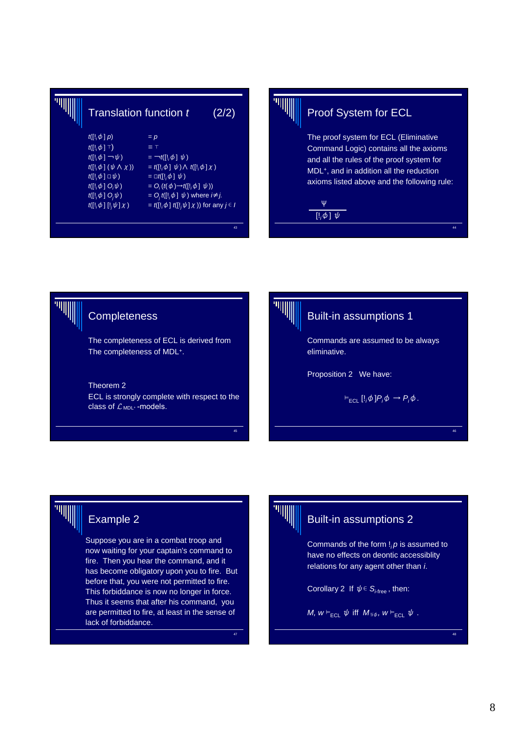## Translation function $t$ (2/2)

$t([!_i\phi]\,p) = p$

$t([!_i\phi]\,\top) = \top$

$t([!_i\phi]\,\neg\psi) = \neg t([!_i\phi]\,\psi)$

$t([!_i\phi]\,(\psi \wedge \chi)) = t([!_i\phi]\,\psi) \wedge t([!_i\phi]\,\chi)$

$t([!_i\phi]\,\Box\psi) = \Box t([!_i\phi]\,\psi)$

$t([!_i\phi]\,O_i\psi) = O_i\,(t(\phi) \rightarrow t([!_i\phi]\,\psi))$

$t([!_i\phi]\,O_j\psi) = O_j\,t([!_i\phi]\,\psi)$ where $i \neq j$.

$t([!_i\phi]\,[!_j\psi]\,\chi) = t([!_i\phi]\,t([!_j\psi]\,\chi))$ for any $j \in I$

## Proof System for ECL

The proof system for ECL (Eliminative Command Logic) contains all the axioms and all the rules of the proof system for MDL⁺, and in addition all the reduction axioms listed above and the following rule:

$$\frac{\psi}{[!_i\phi]\,\psi}$$

## Completeness

The completeness of ECL is derived from The completeness of MDL⁺.

Theorem 2
ECL is strongly complete with respect to the class of $\mathcal{L}_{MDL^+}$-models.

## Built-in assumptions 1

Commands are assumed to be always eliminative.

Proposition 2 We have:

$$\vDash_{ECL} [!_i\phi]P_i\phi \rightarrow P_i\phi.$$

## Example 2

Suppose you are in a combat troop and now waiting for your captain's command to fire. Then you hear the command, and it has become obligatory upon you to fire. But before that, you were not permitted to fire. This forbiddance is now no longer in force. Thus it seems that after his command, you are permitted to fire, at least in the sense of lack of forbiddance.

## Built-in assumptions 2

Commands of the form $!_i p$ is assumed to have no effects on deontic accessiblity relations for any agent other than $i$.

Corollary 2 If $\psi \in S_{i\text{-free}}$, then:

$$M, w \vDash_{ECL} \psi \text{ iff } M_{!i\phi}, w \vDash_{ECL} \psi.$$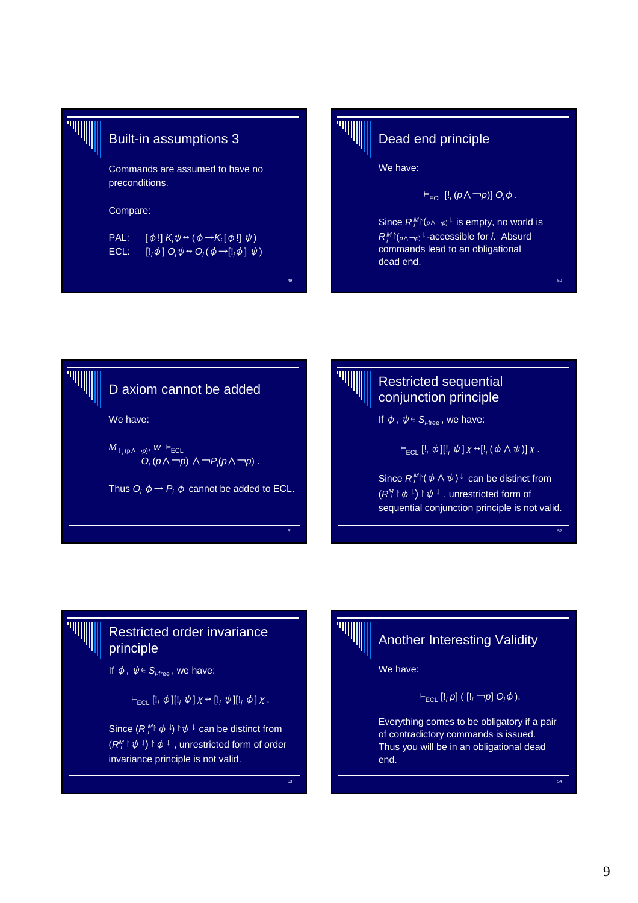## Built-in assumptions 3

Commands are assumed to have no preconditions.

Compare:

PAL: $[\phi !] K_i \psi \leftrightarrow (\phi \rightarrow K_i [\phi !] \psi)$
ECL: $[!_i \phi] O_i \psi \leftrightarrow O_i (\phi \rightarrow [!_i \phi] \psi)$

## Dead end principle

We have:

$$\vDash_{ECL} [!_i (p \wedge \neg p)] O_i \phi .$$

Since $R_i^M \upharpoonright (p \wedge \neg p)^{\downarrow}$ is empty, no world is $R_i^M \upharpoonright (p \wedge \neg p)^{\downarrow}$-accessible for $i$. Absurd commands lead to an obligational dead end.

## D axiom cannot be added

We have:

$$M_{!_i (p \wedge \neg p)}, w \vDash_{ECL} O_i (p \wedge \neg p) \wedge \neg P_i (p \wedge \neg p) .$$

Thus $O_i \phi \rightarrow P_i \phi$ cannot be added to ECL.

## Restricted sequential conjunction principle

If $\phi , \psi \in S_{i\text{-free}}$, we have:

$$\vDash_{ECL} [!_i \phi][!_i \psi] \chi \leftrightarrow [!_i (\phi \wedge \psi)] \chi .$$

Since $R_i^M \upharpoonright (\phi \wedge \psi)^{\downarrow}$ can be distinct from $(R_i^M \upharpoonright \phi^{\downarrow}) \upharpoonright \psi^{\downarrow}$, unrestricted form of sequential conjunction principle is not valid.

## Restricted order invariance principle

If $\phi , \psi \in S_{i\text{-free}}$, we have:

$$\vDash_{ECL} [!_i \phi][!_i \psi] \chi \leftrightarrow [!_i \psi][!_i \phi] \chi .$$

Since $(R_i^M \upharpoonright \phi^{\downarrow}) \upharpoonright \psi^{\downarrow}$ can be distinct from $(R_i^M \upharpoonright \psi^{\downarrow}) \upharpoonright \phi^{\downarrow}$, unrestricted form of order invariance principle is not valid.

## Another Interesting Validity

We have:

$$\vDash_{ECL} [!_i p] ( [!_i \neg p] O_i \phi ).$$

Everything comes to be obligatory if a pair of contradictory commands is issued. Thus you will be in an obligational dead end.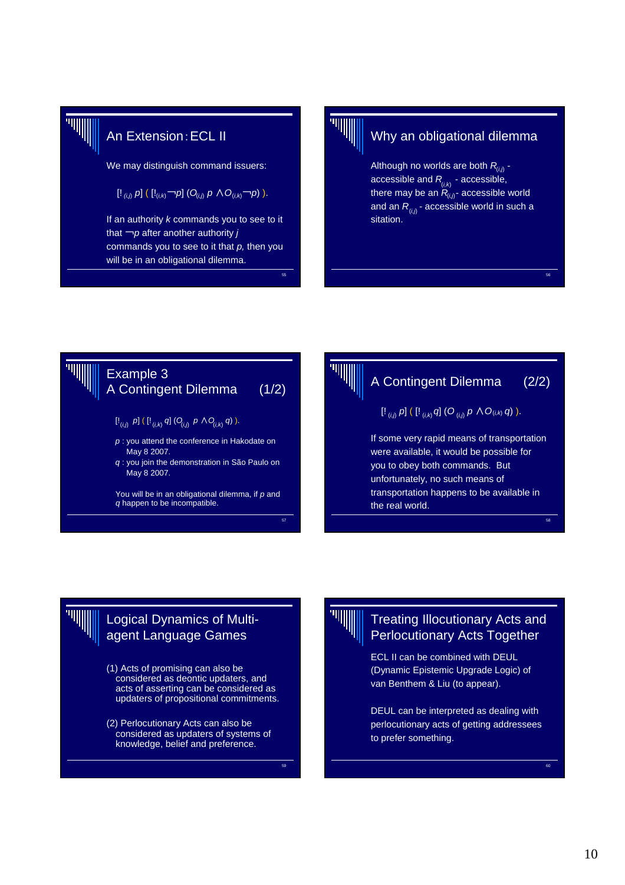## An Extension: ECL II

We may distinguish command issuers:

$[!_{(i,j)}\, p]\ ([!_{(i,k)} \neg p]\ (O_{(i,j)}\, p \wedge O_{(i,k)} \neg p))$.

If an authority $k$ commands you to see to it that $\neg p$ after another authority $j$ commands you to see to it that $p$, then you will be in an obligational dilemma.

## Why an obligational dilemma

Although no worlds are both $R_{(i,j)}$ - accessible and $R_{(i,k)}$ - accessible, there may be an $R_{(i,j)}$- accessible world and an $R_{(i,j)}$ - accessible world in such a sitation.

## Example 3 A Contingent Dilemma (1/2)

$[!_{(i,j)}\, p]\ ([!_{(i,k)}\, q]\ (O_{(i,j)}\, p \wedge O_{(i,k)}\, q))$.

- $p$ : you attend the conference in Hakodate on May 8 2007.
- $q$ : you join the demonstration in São Paulo on May 8 2007.

You will be in an obligational dilemma, if $p$ and $q$ happen to be incompatible.

## A Contingent Dilemma (2/2)

$[!_{(i,j)}\, p]\ ([!_{(i,k)}\, q]\ (O_{(i,j)}\, p \wedge O_{(i,k)}\, q))$.

If some very rapid means of transportation were available, it would be possible for you to obey both commands. But unfortunately, no such means of transportation happens to be available in the real world.

## Logical Dynamics of Multi-agent Language Games

(1) Acts of promising can also be considered as deontic updaters, and acts of asserting can be considered as updaters of propositional commitments.

(2) Perlocutionary Acts can also be considered as updaters of systems of knowledge, belief and preference.

## Treating Illocutionary Acts and Perlocutionary Acts Together

ECL II can be combined with DEUL (Dynamic Epistemic Upgrade Logic) of van Benthem & Liu (to appear).

DEUL can be interpreted as dealing with perlocutionary acts of getting addressees to prefer something.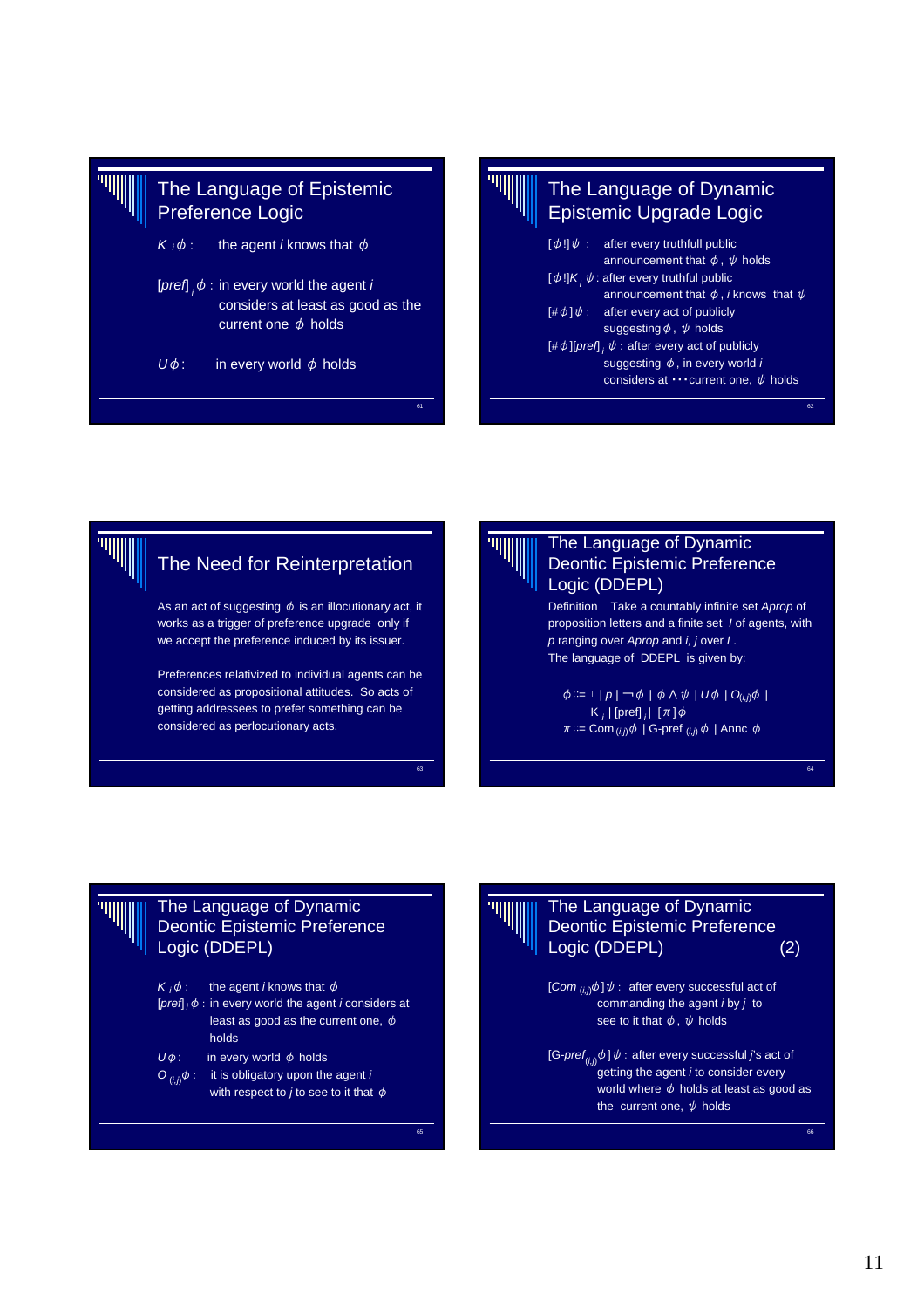## The Language of Epistemic Preference Logic

$K_i \phi$ : the agent *i* knows that $\phi$

$[pref]_i \phi$ : in every world the agent *i* considers at least as good as the current one $\phi$ holds

$U\phi$ : in every world $\phi$ holds

## The Language of Dynamic Epistemic Upgrade Logic

$[\phi!]\psi$ : after every truthfull public announcement that $\phi$, $\psi$ holds

$[\phi!]K_i\psi$ : after every truthful public announcement that $\phi$, *i* knows that $\psi$

$[\#\phi]\psi$ : after every act of publicly suggesting $\phi$, $\psi$ holds

$[\#\phi][pref]_i\psi$ : after every act of publicly suggesting $\phi$, in every world *i* considers at ･･･current one, $\psi$ holds

## The Need for Reinterpretation

As an act of suggesting $\phi$ is an illocutionary act, it works as a trigger of preference upgrade only if we accept the preference induced by its issuer.

Preferences relativized to individual agents can be considered as propositional attitudes. So acts of getting addressees to prefer something can be considered as perlocutionary acts.

## The Language of Dynamic Deontic Epistemic Preference Logic (DDEPL)

Definition Take a countably infinite set *Aprop* of proposition letters and a finite set *I* of agents, with *p* ranging over *Aprop* and *i*, *j* over *I*. The language of DDEPL is given by:

$$\phi ::= \top \mid p \mid \neg\phi \mid \phi \wedge \psi \mid U\phi \mid O_{(i,j)}\phi \mid K_i \mid [\text{pref}]_i \mid [\pi]\phi$$

$$\pi ::= \text{Com}_{(i,j)}\phi \mid \text{G-pref}_{(i,j)}\phi \mid \text{Annc}\ \phi$$

## The Language of Dynamic Deontic Epistemic Preference Logic (DDEPL)

$K_i \phi$ : the agent *i* knows that $\phi$

$[pref]_i \phi$ : in every world the agent *i* considers at least as good as the current one, $\phi$ holds

$U\phi$ : in every world $\phi$ holds

$O_{(i,j)}\phi$ : it is obligatory upon the agent *i* with respect to *j* to see to it that $\phi$

## The Language of Dynamic Deontic Epistemic Preference Logic (DDEPL) (2)

$[Com_{(i,j)}\phi]\psi$ : after every successful act of commanding the agent *i* by *j* to see to it that $\phi$, $\psi$ holds

$[G\text{-}pref_{(i,j)}\phi]\psi$ : after every successful *j*'s act of getting the agent *i* to consider every world where $\phi$ holds at least as good as the current one, $\psi$ holds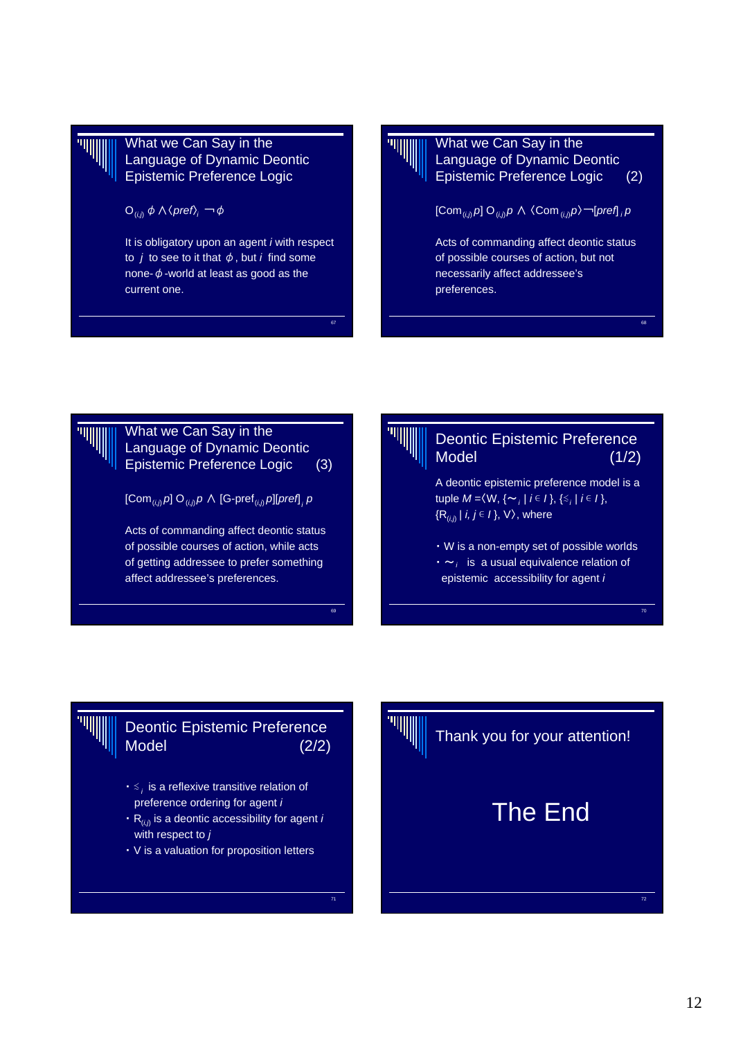## What we Can Say in the Language of Dynamic Deontic Epistemic Preference Logic

$O_{(i,j)}\,\phi \wedge \langle pref \rangle_i \neg\phi$

It is obligatory upon an agent *i* with respect to *j* to see to it that $\phi$, but *i* find some none-$\phi$-world at least as good as the current one.

## What we Can Say in the Language of Dynamic Deontic Epistemic Preference Logic (2)

$[Com_{(i,j)}p]\, O_{(i,j)}p \wedge \langle Com_{(i,j)}p \rangle \neg [pref]_i\, p$

Acts of commanding affect deontic status of possible courses of action, but not necessarily affect addressee's preferences.

## What we Can Say in the Language of Dynamic Deontic Epistemic Preference Logic (3)

$[Com_{(i,j)}p]\, O_{(i,j)}p \wedge [G\text{-}pref_{(i,j)}p][pref]_i\, p$

Acts of commanding affect deontic status of possible courses of action, while acts of getting addressee to prefer something affect addressee's preferences.

## Deontic Epistemic Preference Model (1/2)

A deontic epistemic preference model is a tuple $M = \langle W, \{\sim_i \mid i \in I\}, \{\lesssim_i \mid i \in I\}, \{R_{(i,j)} \mid i, j \in I\}, V \rangle$, where

- W is a non-empty set of possible worlds
- $\sim_i$ is a usual equivalence relation of epistemic accessibility for agent *i*

## Deontic Epistemic Preference Model (2/2)

- $\lesssim_i$ is a reflexive transitive relation of preference ordering for agent *i*
- $R_{(i,j)}$ is a deontic accessibility for agent *i* with respect to *j*
- V is a valuation for proposition letters

## Thank you for your attention!

The End